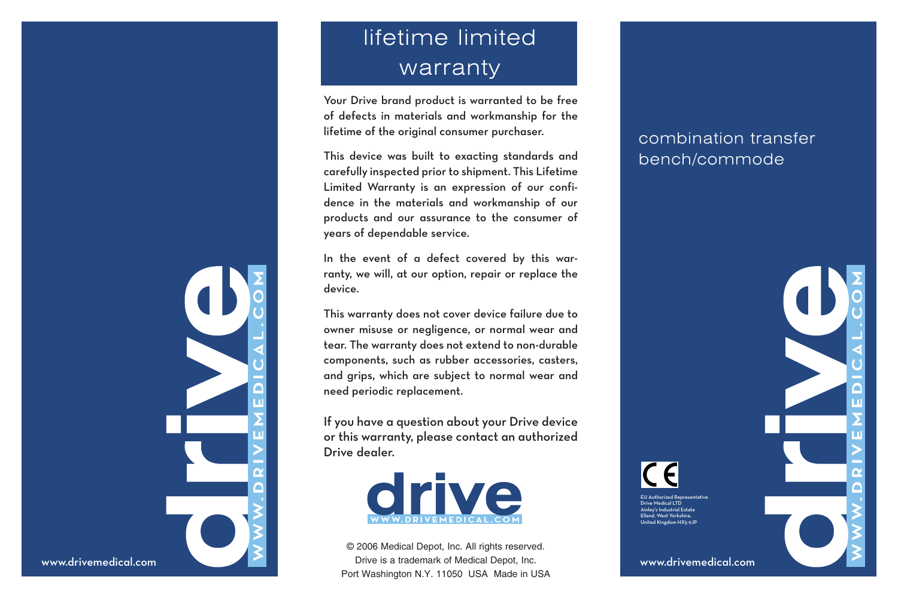www.drivemedical.com

drive

WWW.DRIVEMEDICAL.COM

# lifetime limited warranty

Your Drive brand product is warranted to be free of defects in materials and workmanship for the lifetime of the original consumer purchaser.

This device was built to exacting standards and carefully inspected prior to shipment. This Lifetime Limited Warranty is an expression of our confidence in the materials and workmanship of our products and our assurance to the consumer of years of dependable service.

In the event of a defect covered by this warranty, we will, at our option, repair or replace the device.

This warranty does not cover device failure due to owner misuse or negligence, or normal wear and tear. The warranty does not extend to non-durable components, such as rubber accessories, casters, and grips, which are subject to normal wear and need periodic replacement.

If you have a question about your Drive device or this warranty, please contact an authorized Drive dealer.

drive
WWW.DRIVEMEDICAL.COM

© 2006 Medical Depot, Inc. All rights reserved.
Drive is a trademark of Medical Depot, Inc.
Port Washington N.Y. 11050 USA Made in USA

# combination transfer bench/commode

CE

EU Authorized Representative
Drive Medical LTD
Ainley's Industrial Estate
Elland, West Yorkshire,
United Kingdom HX5 9JP

www.drivemedical.com

drive

WWW.DRIVEMEDICAL.COM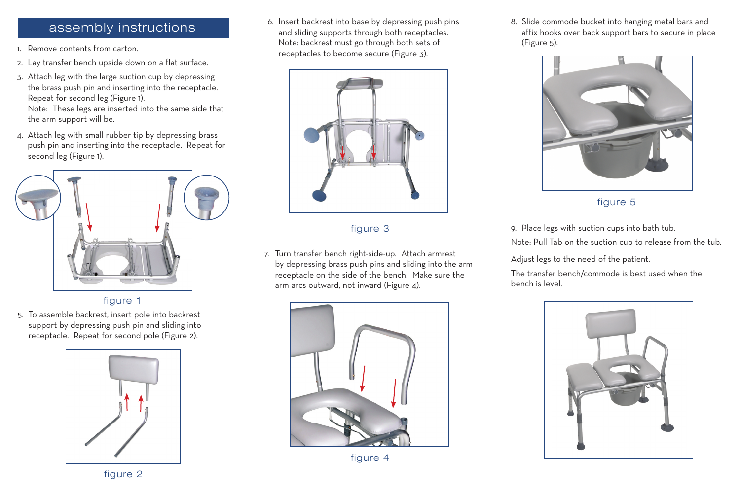## assembly instructions

1. Remove contents from carton.
2. Lay transfer bench upside down on a flat surface.
3. Attach leg with the large suction cup by depressing the brass push pin and inserting into the receptacle. Repeat for second leg (Figure 1).
   Note: These legs are inserted into the same side that the arm support will be.
4. Attach leg with small rubber tip by depressing brass push pin and inserting into the receptacle. Repeat for second leg (Figure 1).

figure 1

5. To assemble backrest, insert pole into backrest support by depressing push pin and sliding into receptacle. Repeat for second pole (Figure 2).

figure 2

6. Insert backrest into base by depressing push pins and sliding supports through both receptacles. Note: backrest must go through both sets of receptacles to become secure (Figure 3).

figure 3

7. Turn transfer bench right-side-up. Attach armrest by depressing brass push pins and sliding into the arm receptacle on the side of the bench. Make sure the arm arcs outward, not inward (Figure 4).

figure 4

8. Slide commode bucket into hanging metal bars and affix hooks over back support bars to secure in place (Figure 5).

figure 5

9. Place legs with suction cups into bath tub.

Note: Pull Tab on the suction cup to release from the tub.

Adjust legs to the need of the patient.

The transfer bench/commode is best used when the bench is level.